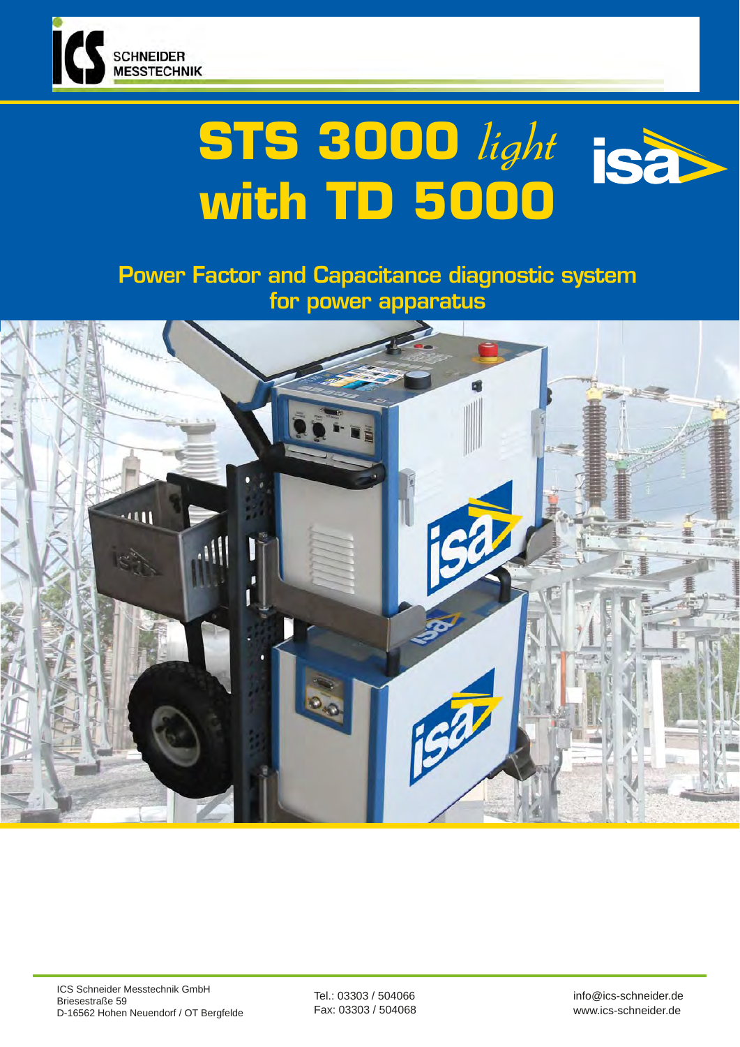ICS SCHNEIDER MESSTECHNIK

# STS 3000 *light* with TD 5000

isa

## Power Factor and Capacitance diagnostic system for power apparatus

ICS Schneider Messtechnik GmbH
Briesestraße 59
D-16562 Hohen Neuendorf / OT Bergfelde

Tel.: 03303 / 504066
Fax: 03303 / 504068

info@ics-schneider.de
www.ics-schneider.de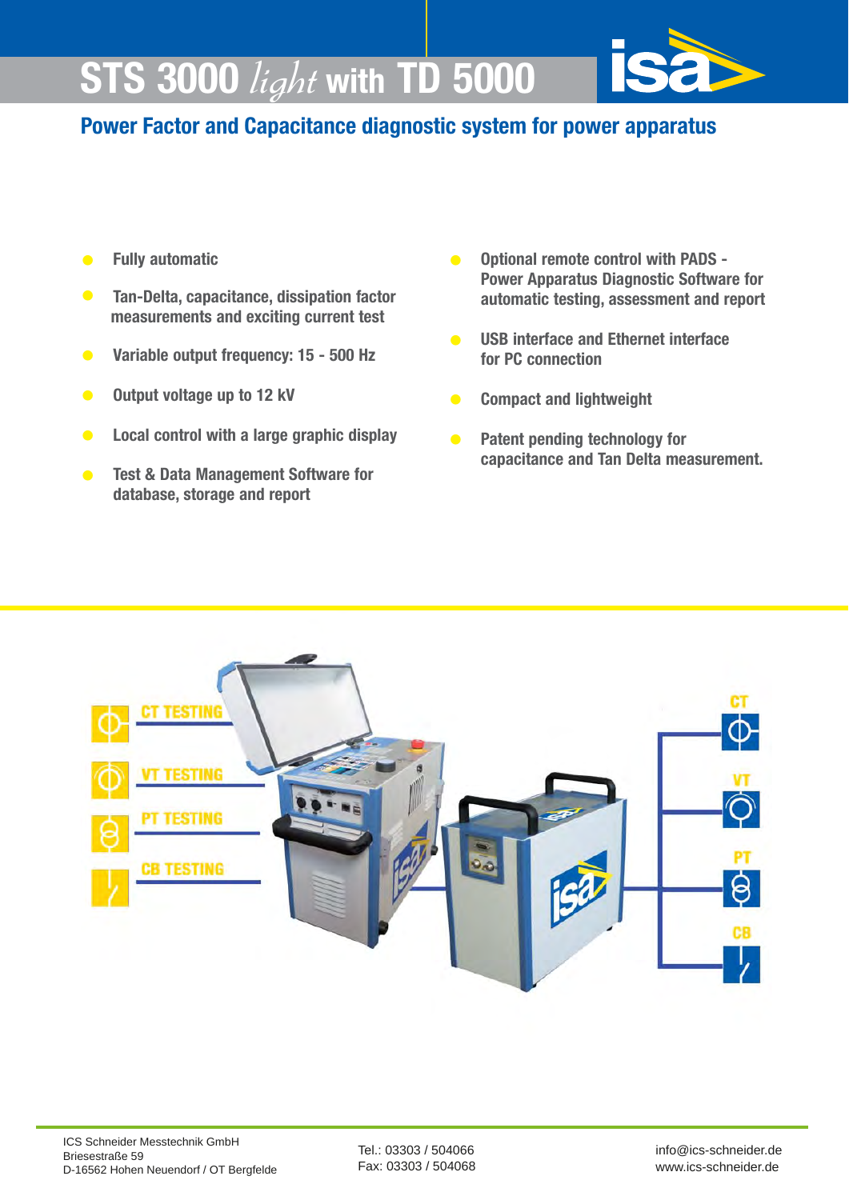# STS 3000 *light* with TD 5000

## Power Factor and Capacitance diagnostic system for power apparatus

- **Fully automatic**
- **Tan-Delta, capacitance, dissipation factor measurements and exciting current test**
- **Variable output frequency: 15 - 500 Hz**
- **Output voltage up to 12 kV**
- **Local control with a large graphic display**
- **Test & Data Management Software for database, storage and report**
- **Optional remote control with PADS - Power Apparatus Diagnostic Software for automatic testing, assessment and report**
- **USB interface and Ethernet interface for PC connection**
- **Compact and lightweight**
- **Patent pending technology for capacitance and Tan Delta measurement.**

CT TESTING

VT TESTING

PT TESTING

CB TESTING

CT

VT

PT

CB

ICS Schneider Messtechnik GmbH
Briesestraße 59
D-16562 Hohen Neuendorf / OT Bergfelde

Tel.: 03303 / 504066
Fax: 03303 / 504068

info@ics-schneider.de
www.ics-schneider.de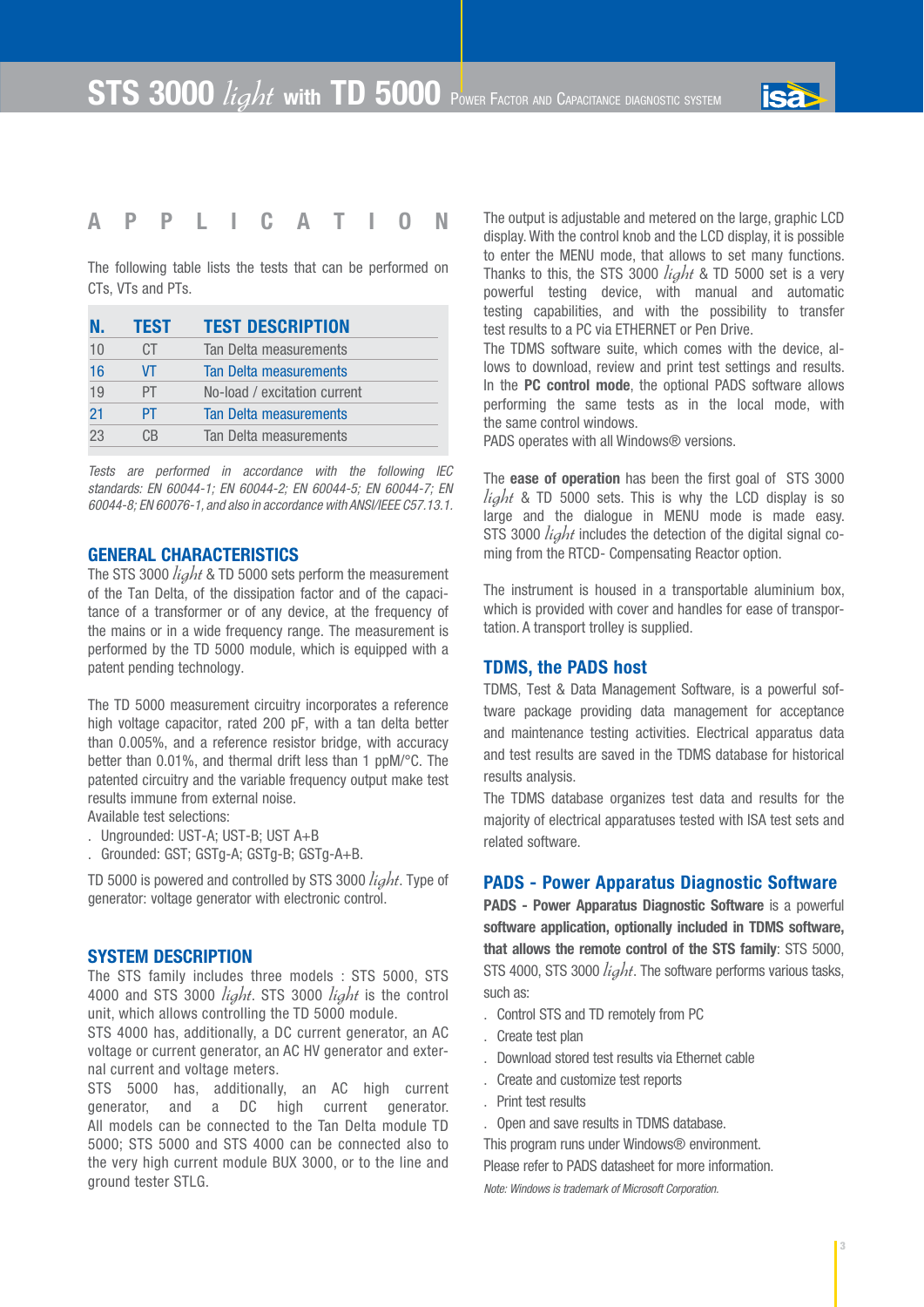# APPLICATION

The following table lists the tests that can be performed on CTs, VTs and PTs.

| N. | TEST | TEST DESCRIPTION |
|---|---|---|
| 10 | CT | Tan Delta measurements |
| 16 | VT | Tan Delta measurements |
| 19 | PT | No-load / excitation current |
| 21 | PT | Tan Delta measurements |
| 23 | CB | Tan Delta measurements |

*Tests are performed in accordance with the following IEC standards: EN 60044-1; EN 60044-2; EN 60044-5; EN 60044-7; EN 60044-8; EN 60076-1, and also in accordance with ANSI/IEEE C57.13.1.*

## GENERAL CHARACTERISTICS

The STS 3000 *light* & TD 5000 sets perform the measurement of the Tan Delta, of the dissipation factor and of the capacitance of a transformer or of any device, at the frequency of the mains or in a wide frequency range. The measurement is performed by the TD 5000 module, which is equipped with a patent pending technology.

The TD 5000 measurement circuitry incorporates a reference high voltage capacitor, rated 200 pF, with a tan delta better than 0.005%, and a reference resistor bridge, with accuracy better than 0.01%, and thermal drift less than 1 ppM/°C. The patented circuitry and the variable frequency output make test results immune from external noise.

Available test selections:

- Ungrounded: UST-A; UST-B; UST A+B
- Grounded: GST; GSTg-A; GSTg-B; GSTg-A+B.

TD 5000 is powered and controlled by STS 3000 *light*. Type of generator: voltage generator with electronic control.

## SYSTEM DESCRIPTION

The STS family includes three models : STS 5000, STS 4000 and STS 3000 *light*. STS 3000 *light* is the control unit, which allows controlling the TD 5000 module.

STS 4000 has, additionally, a DC current generator, an AC voltage or current generator, an AC HV generator and external current and voltage meters.

STS 5000 has, additionally, an AC high current generator, and a DC high current generator. All models can be connected to the Tan Delta module TD 5000; STS 5000 and STS 4000 can be connected also to the very high current module BUX 3000, or to the line and ground tester STLG.

The output is adjustable and metered on the large, graphic LCD display. With the control knob and the LCD display, it is possible to enter the MENU mode, that allows to set many functions. Thanks to this, the STS 3000 *light* & TD 5000 set is a very powerful testing device, with manual and automatic testing capabilities, and with the possibility to transfer test results to a PC via ETHERNET or Pen Drive.

The TDMS software suite, which comes with the device, allows to download, review and print test settings and results. In the **PC control mode**, the optional PADS software allows performing the same tests as in the local mode, with the same control windows.

PADS operates with all Windows® versions.

The **ease of operation** has been the first goal of STS 3000 *light* & TD 5000 sets. This is why the LCD display is so large and the dialogue in MENU mode is made easy. STS 3000 *light* includes the detection of the digital signal coming from the RTCD- Compensating Reactor option.

The instrument is housed in a transportable aluminium box, which is provided with cover and handles for ease of transportation. A transport trolley is supplied.

## TDMS, the PADS host

TDMS, Test & Data Management Software, is a powerful software package providing data management for acceptance and maintenance testing activities. Electrical apparatus data and test results are saved in the TDMS database for historical results analysis.

The TDMS database organizes test data and results for the majority of electrical apparatuses tested with ISA test sets and related software.

## PADS - Power Apparatus Diagnostic Software

**PADS - Power Apparatus Diagnostic Software** is a powerful **software application, optionally included in TDMS software, that allows the remote control of the STS family**: STS 5000, STS 4000, STS 3000 *light*. The software performs various tasks, such as:

- Control STS and TD remotely from PC
- Create test plan
- Download stored test results via Ethernet cable
- Create and customize test reports
- Print test results
- Open and save results in TDMS database.

This program runs under Windows® environment.

Please refer to PADS datasheet for more information.

*Note: Windows is trademark of Microsoft Corporation.*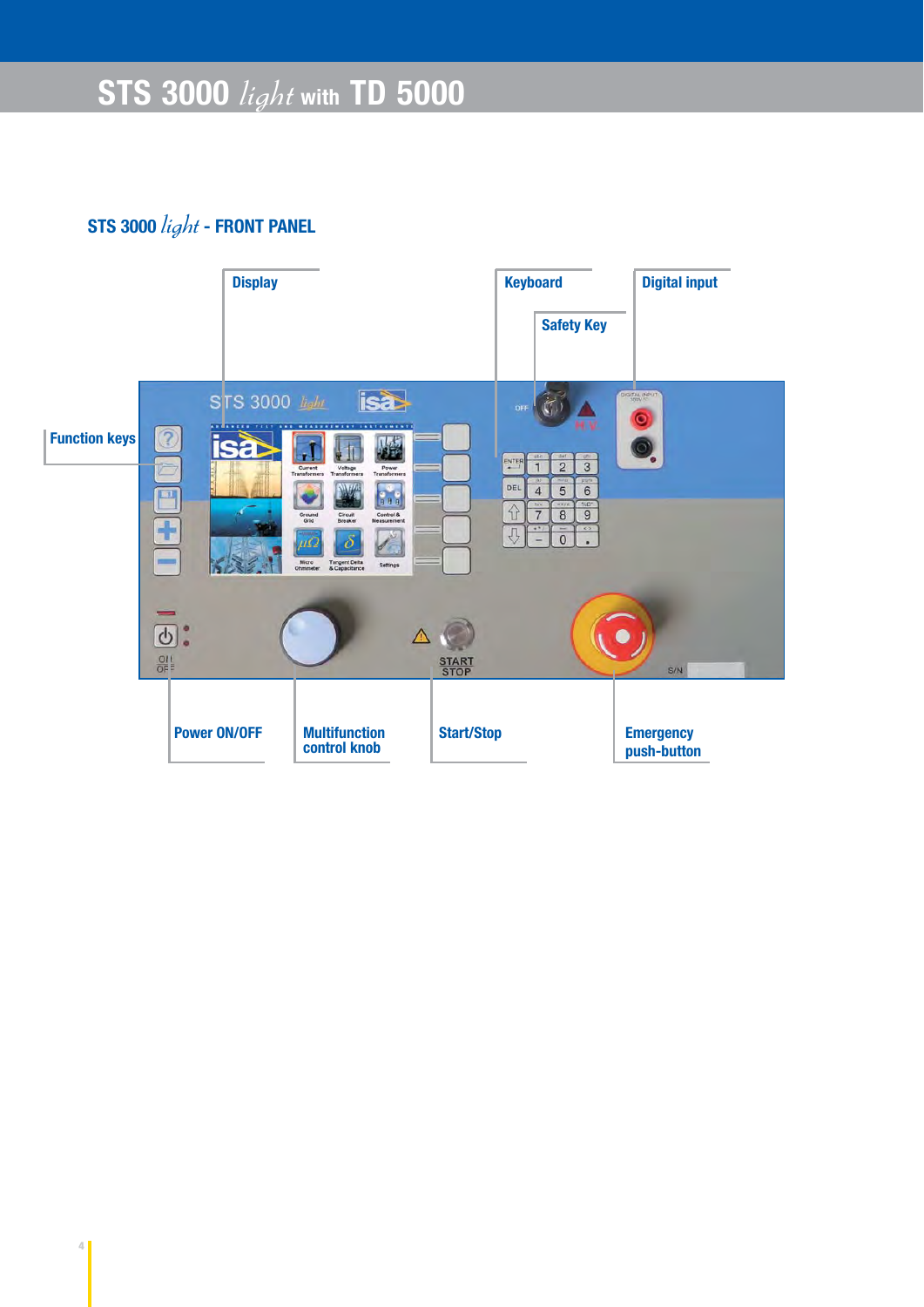# STS 3000 *light* with TD 5000

## STS 3000 *light* - FRONT PANEL

Display

Keyboard

Safety Key

Digital input

Function keys

Power ON/OFF

Multifunction control knob

Start/Stop

Emergency push-button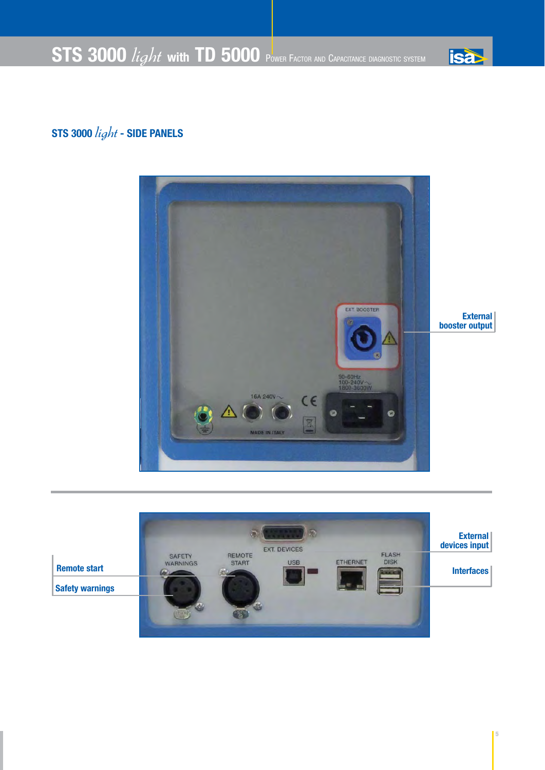## STS 3000 *light* - SIDE PANELS

External booster output

External devices input

Interfaces

Remote start

Safety warnings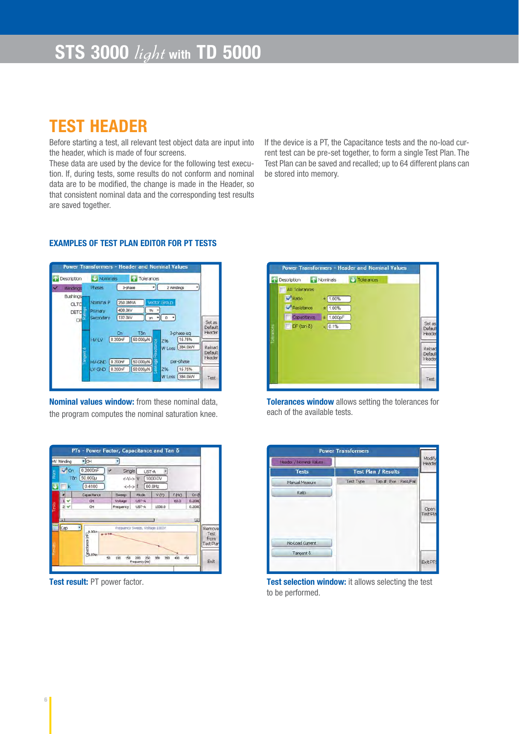# TEST HEADER

Before starting a test, all relevant test object data are input into the header, which is made of four screens.
These data are used by the device for the following test execution. If, during tests, some results do not conform and nominal data are to be modified, the change is made in the Header, so that consistent nominal data and the corresponding test results are saved together.

If the device is a PT, the Capacitance tests and the no-load current test can be pre-set together, to form a single Test Plan. The Test Plan can be saved and recalled; up to 64 different plans can be stored into memory.

## EXAMPLES OF TEST PLAN EDITOR FOR PT TESTS

**Nominal values window:** from these nominal data, the program computes the nominal saturation knee.

**Tolerances window** allows setting the tolerances for each of the available tests.

**Test result:** PT power factor.

**Test selection window:** it allows selecting the test to be performed.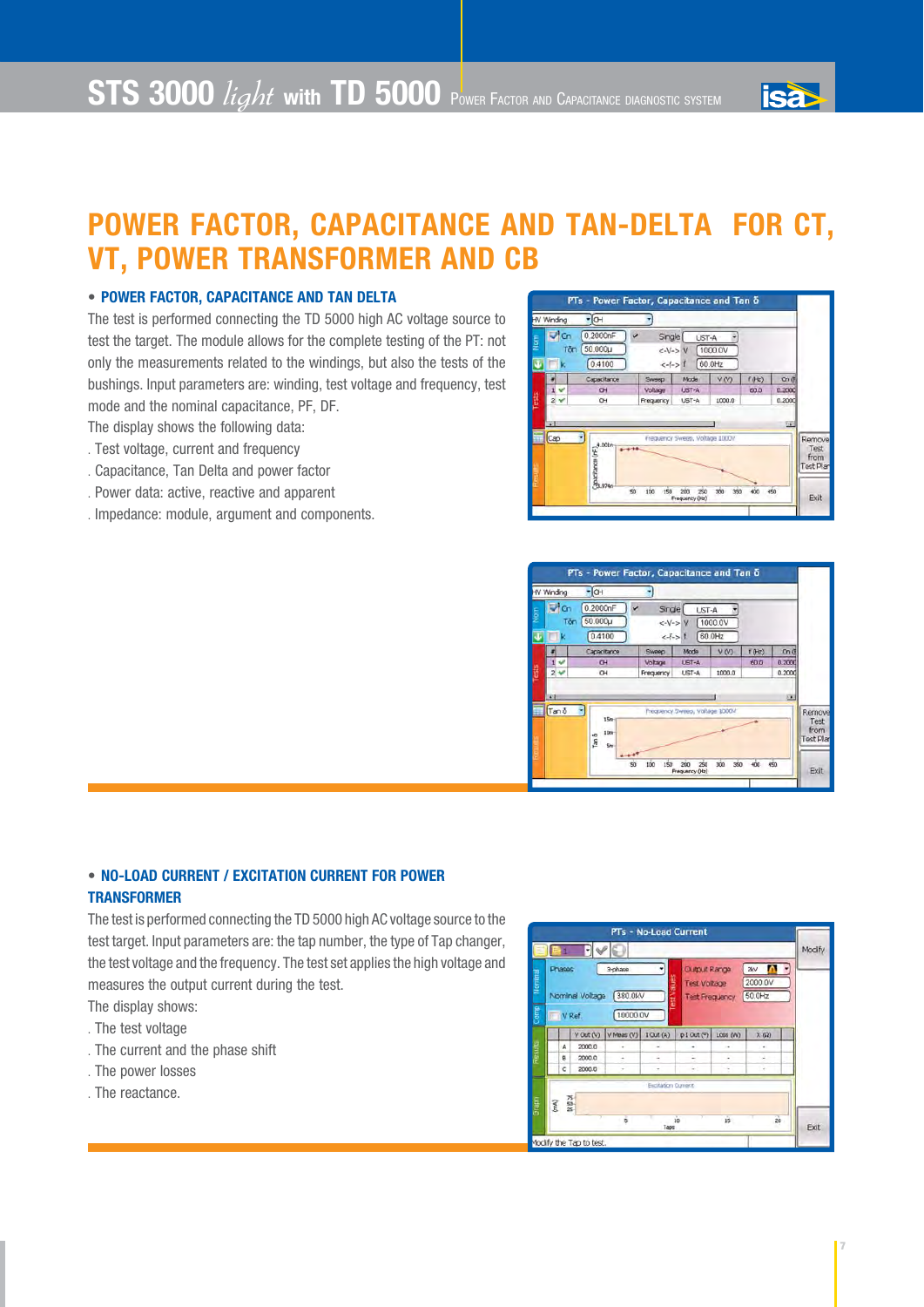# POWER FACTOR, CAPACITANCE AND TAN-DELTA FOR CT, VT, POWER TRANSFORMER AND CB

## • POWER FACTOR, CAPACITANCE AND TAN DELTA

The test is performed connecting the TD 5000 high AC voltage source to test the target. The module allows for the complete testing of the PT: not only the measurements related to the windings, but also the tests of the bushings. Input parameters are: winding, test voltage and frequency, test mode and the nominal capacitance, PF, DF.

The display shows the following data:

. Test voltage, current and frequency

. Capacitance, Tan Delta and power factor

. Power data: active, reactive and apparent

. Impedance: module, argument and components.

## • NO-LOAD CURRENT / EXCITATION CURRENT FOR POWER TRANSFORMER

The test is performed connecting the TD 5000 high AC voltage source to the test target. Input parameters are: the tap number, the type of Tap changer, the test voltage and the frequency. The test set applies the high voltage and measures the output current during the test.

The display shows:

. The test voltage

. The current and the phase shift

. The power losses

. The reactance.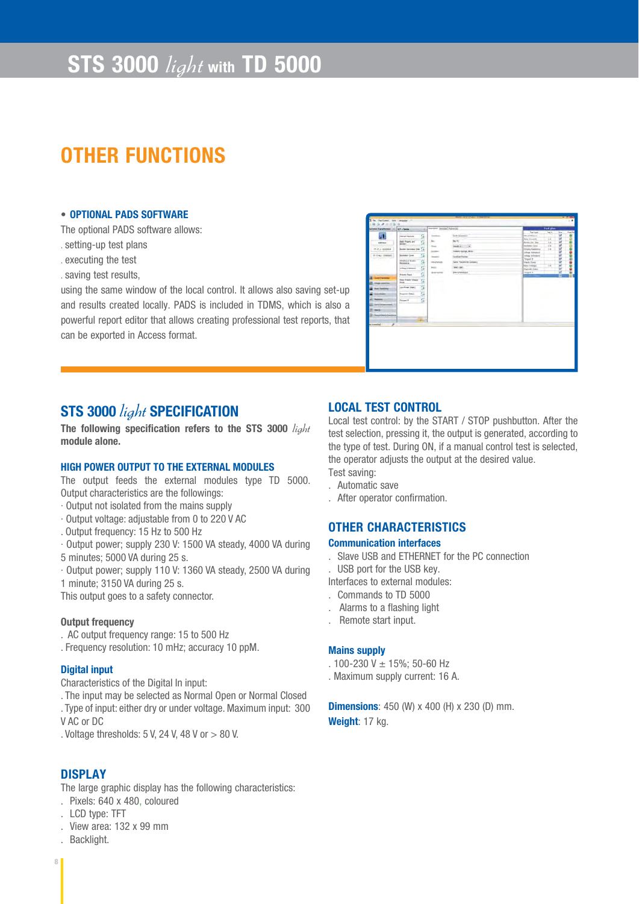# STS 3000 *light* with TD 5000

## OTHER FUNCTIONS

• **OPTIONAL PADS SOFTWARE**

The optional PADS software allows:

. setting-up test plans

. executing the test

. saving test results,

using the same window of the local control. It allows also saving set-up and results created locally. PADS is included in TDMS, which is also a powerful report editor that allows creating professional test reports, that can be exported in Access format.

## STS 3000 *light* SPECIFICATION

**The following specification refers to the STS 3000 *light* module alone.**

### HIGH POWER OUTPUT TO THE EXTERNAL MODULES

The output feeds the external modules type TD 5000. Output characteristics are the followings:

· Output not isolated from the mains supply

· Output voltage: adjustable from 0 to 220 V AC

. Output frequency: 15 Hz to 500 Hz

· Output power; supply 230 V: 1500 VA steady, 4000 VA during 5 minutes; 5000 VA during 25 s.

· Output power; supply 110 V: 1360 VA steady, 2500 VA during 1 minute; 3150 VA during 25 s.

This output goes to a safety connector.

**Output frequency**

. AC output frequency range: 15 to 500 Hz

. Frequency resolution: 10 mHz; accuracy 10 ppM.

### Digital input

Characteristics of the Digital In input:

. The input may be selected as Normal Open or Normal Closed

. Type of input: either dry or under voltage. Maximum input: 300 V AC or DC

. Voltage thresholds: 5 V, 24 V, 48 V or > 80 V.

## DISPLAY

The large graphic display has the following characteristics:

. Pixels: 640 x 480, coloured

. LCD type: TFT

. View area: 132 x 99 mm

. Backlight.

## LOCAL TEST CONTROL

Local test control: by the START / STOP pushbutton. After the test selection, pressing it, the output is generated, according to the type of test. During ON, if a manual control test is selected, the operator adjusts the output at the desired value.

Test saving:

. Automatic save

. After operator confirmation.

## OTHER CHARACTERISTICS

### Communication interfaces

. Slave USB and ETHERNET for the PC connection

. USB port for the USB key.

Interfaces to external modules:

. Commands to TD 5000

. Alarms to a flashing light

. Remote start input.

### Mains supply

. 100-230 V ± 15%; 50-60 Hz

. Maximum supply current: 16 A.

**Dimensions**: 450 (W) x 400 (H) x 230 (D) mm.

**Weight**: 17 kg.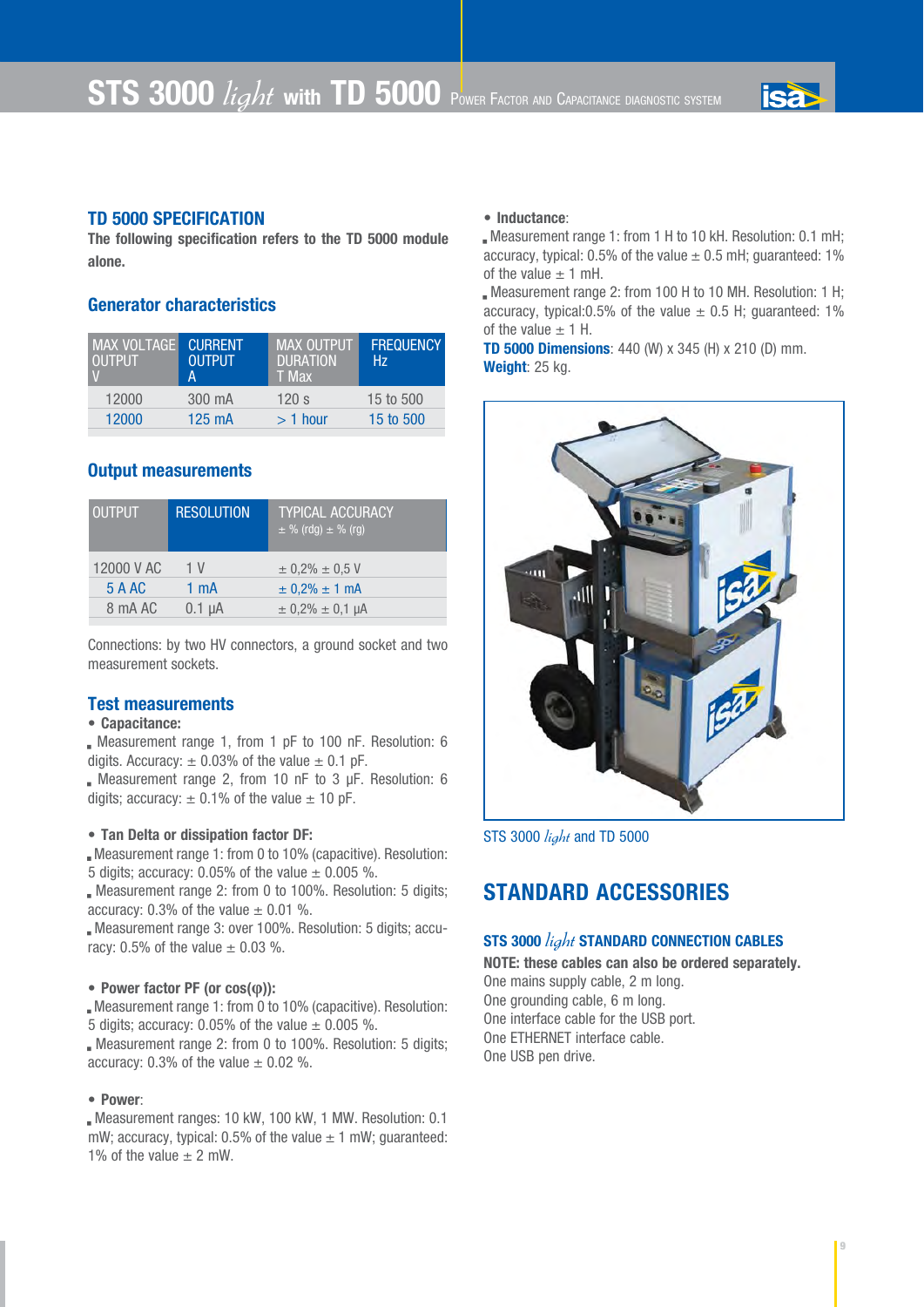## TD 5000 SPECIFICATION

**The following specification refers to the TD 5000 module alone.**

### Generator characteristics

| MAX VOLTAGE OUTPUT V | CURRENT OUTPUT A | MAX OUTPUT DURATION T Max | FREQUENCY Hz |
|---|---|---|---|
| 12000 | 300 mA | 120 s | 15 to 500 |
| 12000 | 125 mA | > 1 hour | 15 to 500 |

### Output measurements

| OUTPUT | RESOLUTION | TYPICAL ACCURACY ± % (rdg) ± % (rg) |
|---|---|---|
| 12000 V AC | 1 V | ± 0,2% ± 0,5 V |
| 5 A AC | 1 mA | ± 0,2% ± 1 mA |
| 8 mA AC | 0.1 µA | ± 0,2% ± 0,1 µA |

Connections: by two HV connectors, a ground socket and two measurement sockets.

### Test measurements

- **Capacitance:**
  - Measurement range 1, from 1 pF to 100 nF. Resolution: 6 digits. Accuracy: ± 0.03% of the value ± 0.1 pF.
  - Measurement range 2, from 10 nF to 3 µF. Resolution: 6 digits; accuracy: ± 0.1% of the value ± 10 pF.

- **Tan Delta or dissipation factor DF:**
  - Measurement range 1: from 0 to 10% (capacitive). Resolution: 5 digits; accuracy: 0.05% of the value ± 0.005 %.
  - Measurement range 2: from 0 to 100%. Resolution: 5 digits; accuracy: 0.3% of the value ± 0.01 %.
  - Measurement range 3: over 100%. Resolution: 5 digits; accuracy: 0.5% of the value ± 0.03 %.

- **Power factor PF (or cos(φ)):**
  - Measurement range 1: from 0 to 10% (capacitive). Resolution: 5 digits; accuracy: 0.05% of the value ± 0.005 %.
  - Measurement range 2: from 0 to 100%. Resolution: 5 digits; accuracy: 0.3% of the value ± 0.02 %.

- **Power**:
  - Measurement ranges: 10 kW, 100 kW, 1 MW. Resolution: 0.1 mW; accuracy, typical: 0.5% of the value ± 1 mW; guaranteed: 1% of the value ± 2 mW.

- **Inductance**:
  - Measurement range 1: from 1 H to 10 kH. Resolution: 0.1 mH; accuracy, typical: 0.5% of the value ± 0.5 mH; guaranteed: 1% of the value ± 1 mH.
  - Measurement range 2: from 100 H to 10 MH. Resolution: 1 H; accuracy, typical:0.5% of the value ± 0.5 H; guaranteed: 1% of the value ± 1 H.

**TD 5000 Dimensions**: 440 (W) x 345 (H) x 210 (D) mm.
**Weight**: 25 kg.

STS 3000 *light* and TD 5000

## STANDARD ACCESSORIES

### STS 3000 *light* STANDARD CONNECTION CABLES

**NOTE: these cables can also be ordered separately.**
One mains supply cable, 2 m long.
One grounding cable, 6 m long.
One interface cable for the USB port.
One ETHERNET interface cable.
One USB pen drive.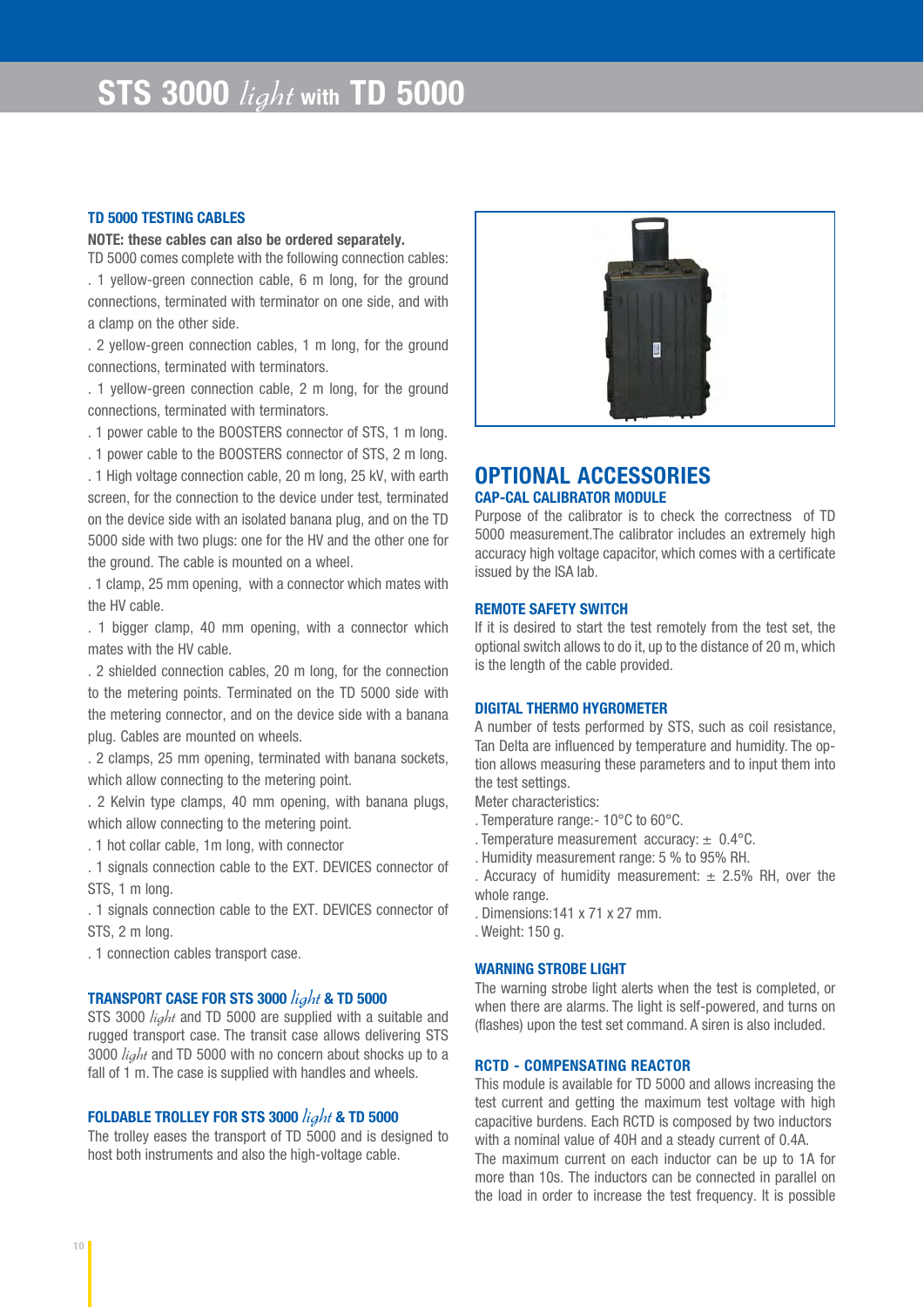# STS 3000 *light* with TD 5000

### TD 5000 TESTING CABLES

**NOTE: these cables can also be ordered separately.**

TD 5000 comes complete with the following connection cables:

. 1 yellow-green connection cable, 6 m long, for the ground connections, terminated with terminator on one side, and with a clamp on the other side.

. 2 yellow-green connection cables, 1 m long, for the ground connections, terminated with terminators.

. 1 yellow-green connection cable, 2 m long, for the ground connections, terminated with terminators.

. 1 power cable to the BOOSTERS connector of STS, 1 m long.

. 1 power cable to the BOOSTERS connector of STS, 2 m long.

. 1 High voltage connection cable, 20 m long, 25 kV, with earth screen, for the connection to the device under test, terminated on the device side with an isolated banana plug, and on the TD 5000 side with two plugs: one for the HV and the other one for the ground. The cable is mounted on a wheel.

. 1 clamp, 25 mm opening, with a connector which mates with the HV cable.

. 1 bigger clamp, 40 mm opening, with a connector which mates with the HV cable.

. 2 shielded connection cables, 20 m long, for the connection to the metering points. Terminated on the TD 5000 side with the metering connector, and on the device side with a banana plug. Cables are mounted on wheels.

. 2 clamps, 25 mm opening, terminated with banana sockets, which allow connecting to the metering point.

. 2 Kelvin type clamps, 40 mm opening, with banana plugs, which allow connecting to the metering point.

. 1 hot collar cable, 1m long, with connector

. 1 signals connection cable to the EXT. DEVICES connector of STS, 1 m long.

. 1 signals connection cable to the EXT. DEVICES connector of STS, 2 m long.

. 1 connection cables transport case.

### TRANSPORT CASE FOR STS 3000 *light* & TD 5000

STS 3000 *light* and TD 5000 are supplied with a suitable and rugged transport case. The transit case allows delivering STS 3000 *light* and TD 5000 with no concern about shocks up to a fall of 1 m. The case is supplied with handles and wheels.

### FOLDABLE TROLLEY FOR STS 3000 *light* & TD 5000

The trolley eases the transport of TD 5000 and is designed to host both instruments and also the high-voltage cable.

## OPTIONAL ACCESSORIES

### CAP-CAL CALIBRATOR MODULE

Purpose of the calibrator is to check the correctness of TD 5000 measurement.The calibrator includes an extremely high accuracy high voltage capacitor, which comes with a certificate issued by the ISA lab.

### REMOTE SAFETY SWITCH

If it is desired to start the test remotely from the test set, the optional switch allows to do it, up to the distance of 20 m, which is the length of the cable provided.

### DIGITAL THERMO HYGROMETER

A number of tests performed by STS, such as coil resistance, Tan Delta are influenced by temperature and humidity. The option allows measuring these parameters and to input them into the test settings.

Meter characteristics:

. Temperature range:- 10°C to 60°C.

. Temperature measurement accuracy: ± 0.4°C.

. Humidity measurement range: 5 % to 95% RH.

. Accuracy of humidity measurement: ± 2.5% RH, over the whole range.

. Dimensions:141 x 71 x 27 mm.

. Weight: 150 g.

### WARNING STROBE LIGHT

The warning strobe light alerts when the test is completed, or when there are alarms. The light is self-powered, and turns on (flashes) upon the test set command. A siren is also included.

### RCTD - COMPENSATING REACTOR

This module is available for TD 5000 and allows increasing the test current and getting the maximum test voltage with high capacitive burdens. Each RCTD is composed by two inductors with a nominal value of 40H and a steady current of 0.4A.

The maximum current on each inductor can be up to 1A for more than 10s. The inductors can be connected in parallel on the load in order to increase the test frequency. It is possible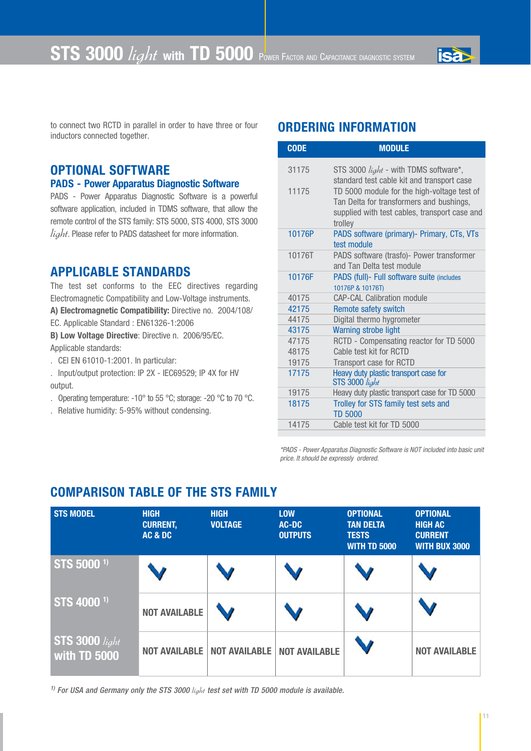to connect two RCTD in parallel in order to have three or four inductors connected together.

## OPTIONAL SOFTWARE

### PADS - Power Apparatus Diagnostic Software

PADS - Power Apparatus Diagnostic Software is a powerful software application, included in TDMS software, that allow the remote control of the STS family: STS 5000, STS 4000, STS 3000 *light*. Please refer to PADS datasheet for more information.

## APPLICABLE STANDARDS

The test set conforms to the EEC directives regarding Electromagnetic Compatibility and Low-Voltage instruments.

**A) Electromagnetic Compatibility:** Directive no. 2004/108/EC. Applicable Standard : EN61326-1:2006

**B) Low Voltage Directive**: Directive n. 2006/95/EC. Applicable standards:

- CEI EN 61010-1:2001. In particular:
- Input/output protection: IP 2X - IEC69529; IP 4X for HV output.
- Operating temperature: -10° to 55 °C; storage: -20 °C to 70 °C.
- Relative humidity: 5-95% without condensing.

## ORDERING INFORMATION

| CODE | MODULE |
|---|---|
| 31175 | STS 3000 *light* - with TDMS software*, standard test cable kit and transport case |
| 11175 | TD 5000 module for the high-voltage test of Tan Delta for transformers and bushings, supplied with test cables, transport case and trolley |
| 10176P | PADS software (primary)- Primary, CTs, VTs test module |
| 10176T | PADS software (trasfo)- Power transformer and Tan Delta test module |
| 10176F | PADS (full)- Full software suite (includes 10176P & 10176T) |
| 40175 | CAP-CAL Calibration module |
| 42175 | Remote safety switch |
| 44175 | Digital thermo hygrometer |
| 43175 | Warning strobe light |
| 47175 | RCTD - Compensating reactor for TD 5000 |
| 48175 | Cable test kit for RCTD |
| 19175 | Transport case for RCTD |
| 17175 | Heavy duty plastic transport case for STS 3000 *light* |
| 19175 | Heavy duty plastic transport case for TD 5000 |
| 18175 | Trolley for STS family test sets and TD 5000 |
| 14175 | Cable test kit for TD 5000 |

*\*PADS - Power Apparatus Diagnostic Software is NOT included into basic unit price. It should be expressly ordered.*

## COMPARISON TABLE OF THE STS FAMILY

| STS MODEL | HIGH CURRENT, AC & DC | HIGH VOLTAGE | LOW AC-DC OUTPUTS | OPTIONAL TAN DELTA TESTS WITH TD 5000 | OPTIONAL HIGH AC CURRENT WITH BUX 3000 |
|---|---|---|---|---|---|
| STS 5000 [1] | ✓ | ✓ | ✓ | ✓ | ✓ |
| STS 4000 [1] | NOT AVAILABLE | ✓ | ✓ | ✓ | ✓ |
| STS 3000 *light* with TD 5000 | NOT AVAILABLE | NOT AVAILABLE | NOT AVAILABLE | ✓ | NOT AVAILABLE |

*[1] For USA and Germany only the STS 3000 light test set with TD 5000 module is available.*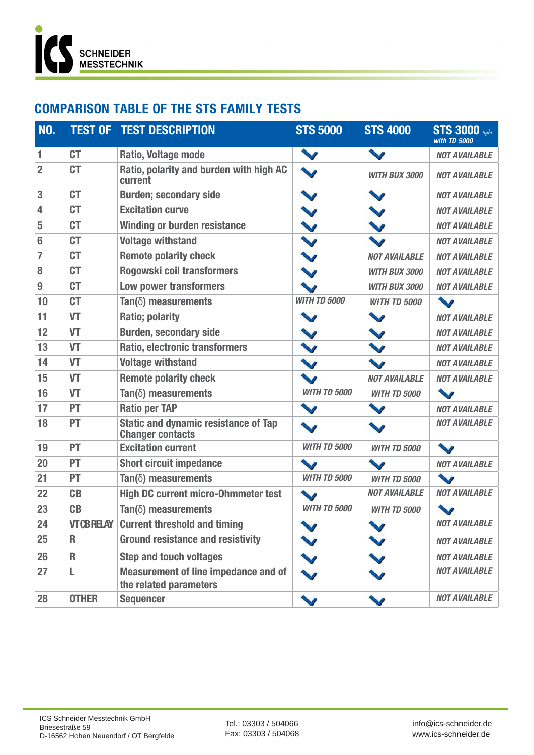## COMPARISON TABLE OF THE STS FAMILY TESTS

| NO. | TEST OF | TEST DESCRIPTION | STS 5000 | STS 4000 | STS 3000 *light* *with TD 5000* |
|---|---|---|---|---|---|
| 1 | CT | Ratio, Voltage mode | ✓ | ✓ | *NOT AVAILABLE* |
| 2 | CT | Ratio, polarity and burden with high AC current | ✓ | *WITH BUX 3000* | *NOT AVAILABLE* |
| 3 | CT | Burden; secondary side | ✓ | ✓ | *NOT AVAILABLE* |
| 4 | CT | Excitation curve | ✓ | ✓ | *NOT AVAILABLE* |
| 5 | CT | Winding or burden resistance | ✓ | ✓ | *NOT AVAILABLE* |
| 6 | CT | Voltage withstand | ✓ | ✓ | *NOT AVAILABLE* |
| 7 | CT | Remote polarity check | ✓ | *NOT AVAILABLE* | *NOT AVAILABLE* |
| 8 | CT | Rogowski coil transformers | ✓ | *WITH BUX 3000* | *NOT AVAILABLE* |
| 9 | CT | Low power transformers | ✓ | *WITH BUX 3000* | *NOT AVAILABLE* |
| 10 | CT | Tan(δ) measurements | *WITH TD 5000* | *WITH TD 5000* | ✓ |
| 11 | VT | Ratio; polarity | ✓ | ✓ | *NOT AVAILABLE* |
| 12 | VT | Burden, secondary side | ✓ | ✓ | *NOT AVAILABLE* |
| 13 | VT | Ratio, electronic transformers | ✓ | ✓ | *NOT AVAILABLE* |
| 14 | VT | Voltage withstand | ✓ | ✓ | *NOT AVAILABLE* |
| 15 | VT | Remote polarity check | ✓ | *NOT AVAILABLE* | *NOT AVAILABLE* |
| 16 | VT | Tan(δ) measurements | *WITH TD 5000* | *WITH TD 5000* | ✓ |
| 17 | PT | Ratio per TAP | ✓ | ✓ | *NOT AVAILABLE* |
| 18 | PT | Static and dynamic resistance of Tap Changer contacts | ✓ | ✓ | *NOT AVAILABLE* |
| 19 | PT | Excitation current | *WITH TD 5000* | *WITH TD 5000* | ✓ |
| 20 | PT | Short circuit impedance | ✓ | ✓ | *NOT AVAILABLE* |
| 21 | PT | Tan(δ) measurements | *WITH TD 5000* | *WITH TD 5000* | ✓ |
| 22 | CB | High DC current micro-Ohmmeter test | ✓ | *NOT AVAILABLE* | *NOT AVAILABLE* |
| 23 | CB | Tan(δ) measurements | *WITH TD 5000* | *WITH TD 5000* | ✓ |
| 24 | VT CB RELAY | Current threshold and timing | ✓ | ✓ | *NOT AVAILABLE* |
| 25 | R | Ground resistance and resistivity | ✓ | ✓ | *NOT AVAILABLE* |
| 26 | R | Step and touch voltages | ✓ | ✓ | *NOT AVAILABLE* |
| 27 | L | Measurement of line impedance and of the related parameters | ✓ | ✓ | *NOT AVAILABLE* |
| 28 | OTHER | Sequencer | ✓ | ✓ | *NOT AVAILABLE* |

ICS Schneider Messtechnik GmbH
Briesestraße 59
D-16562 Hohen Neuendorf / OT Bergfelde

Tel.: 03303 / 504066
Fax: 03303 / 504068

info@ics-schneider.de
www.ics-schneider.de